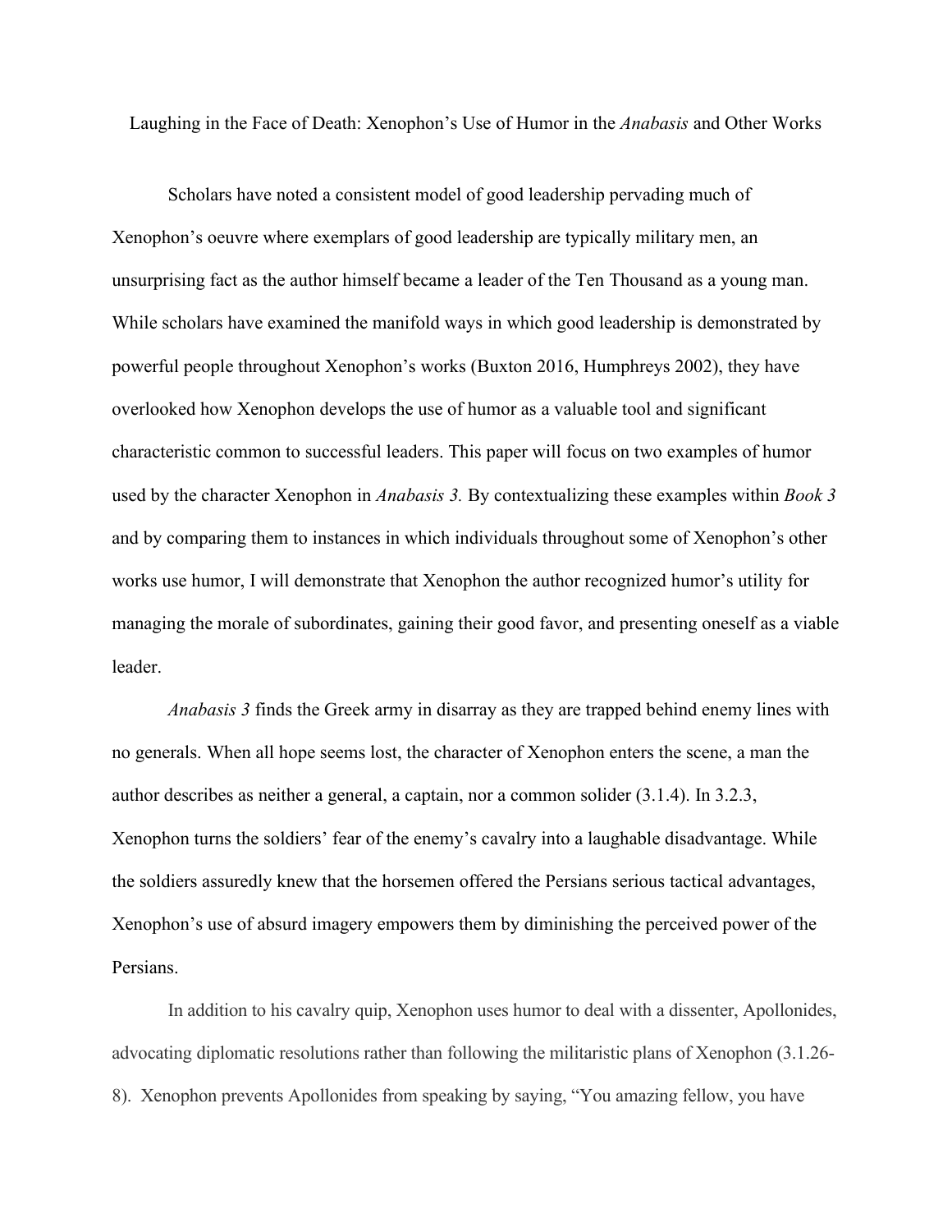# Laughing in the Face of Death: Xenophon's Use of Humor in the *Anabasis* and Other Works

Scholars have noted a consistent model of good leadership pervading much of Xenophon's oeuvre where exemplars of good leadership are typically military men, an unsurprising fact as the author himself became a leader of the Ten Thousand as a young man. While scholars have examined the manifold ways in which good leadership is demonstrated by powerful people throughout Xenophon's works (Buxton 2016, Humphreys 2002), they have overlooked how Xenophon develops the use of humor as a valuable tool and significant characteristic common to successful leaders. This paper will focus on two examples of humor used by the character Xenophon in *Anabasis 3.* By contextualizing these examples within *Book 3* and by comparing them to instances in which individuals throughout some of Xenophon's other works use humor, I will demonstrate that Xenophon the author recognized humor's utility for managing the morale of subordinates, gaining their good favor, and presenting oneself as a viable leader.

*Anabasis 3* finds the Greek army in disarray as they are trapped behind enemy lines with no generals. When all hope seems lost, the character of Xenophon enters the scene, a man the author describes as neither a general, a captain, nor a common solider (3.1.4). In 3.2.3, Xenophon turns the soldiers' fear of the enemy's cavalry into a laughable disadvantage. While the soldiers assuredly knew that the horsemen offered the Persians serious tactical advantages, Xenophon's use of absurd imagery empowers them by diminishing the perceived power of the Persians.

In addition to his cavalry quip, Xenophon uses humor to deal with a dissenter, Apollonides, advocating diplomatic resolutions rather than following the militaristic plans of Xenophon (3.1.26-8). Xenophon prevents Apollonides from speaking by saying, "You amazing fellow, you have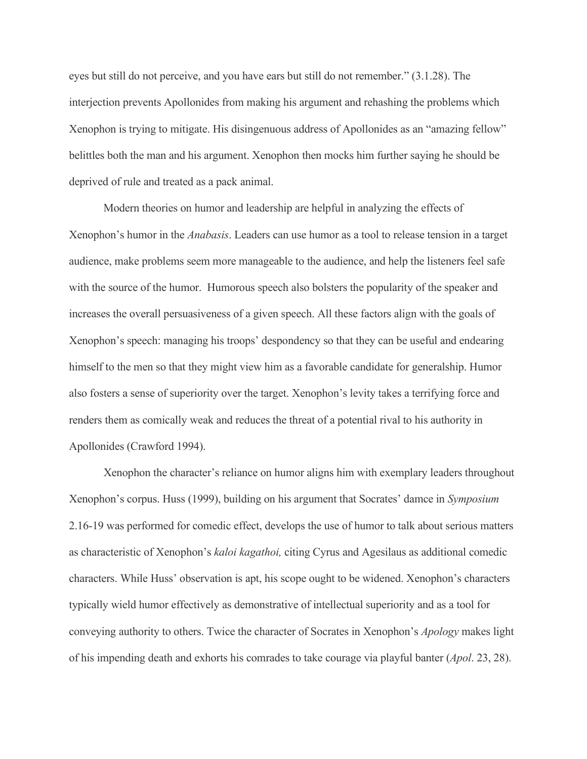eyes but still do not perceive, and you have ears but still do not remember." (3.1.28). The interjection prevents Apollonides from making his argument and rehashing the problems which Xenophon is trying to mitigate. His disingenuous address of Apollonides as an "amazing fellow" belittles both the man and his argument. Xenophon then mocks him further saying he should be deprived of rule and treated as a pack animal.

Modern theories on humor and leadership are helpful in analyzing the effects of Xenophon's humor in the *Anabasis*. Leaders can use humor as a tool to release tension in a target audience, make problems seem more manageable to the audience, and help the listeners feel safe with the source of the humor. Humorous speech also bolsters the popularity of the speaker and increases the overall persuasiveness of a given speech. All these factors align with the goals of Xenophon's speech: managing his troops' despondency so that they can be useful and endearing himself to the men so that they might view him as a favorable candidate for generalship. Humor also fosters a sense of superiority over the target. Xenophon's levity takes a terrifying force and renders them as comically weak and reduces the threat of a potential rival to his authority in Apollonides (Crawford 1994).

Xenophon the character's reliance on humor aligns him with exemplary leaders throughout Xenophon's corpus. Huss (1999), building on his argument that Socrates' damce in *Symposium* 2.16-19 was performed for comedic effect, develops the use of humor to talk about serious matters as characteristic of Xenophon's *kaloi kagathoi,* citing Cyrus and Agesilaus as additional comedic characters. While Huss' observation is apt, his scope ought to be widened. Xenophon's characters typically wield humor effectively as demonstrative of intellectual superiority and as a tool for conveying authority to others. Twice the character of Socrates in Xenophon's *Apology* makes light of his impending death and exhorts his comrades to take courage via playful banter (*Apol*. 23, 28).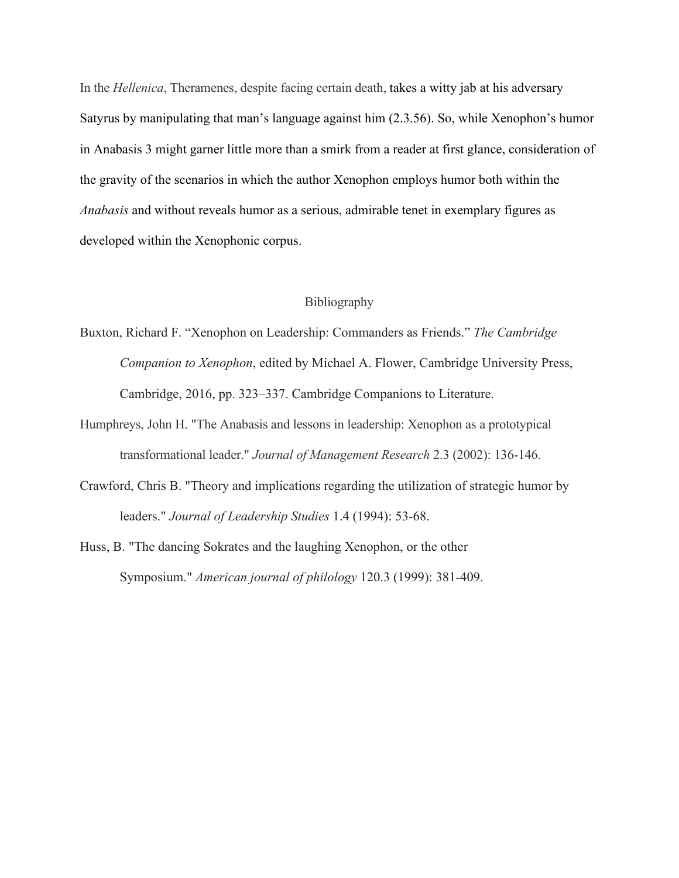In the *Hellenica*, Theramenes, despite facing certain death, takes a witty jab at his adversary Satyrus by manipulating that man's language against him (2.3.56). So, while Xenophon's humor in Anabasis 3 might garner little more than a smirk from a reader at first glance, consideration of the gravity of the scenarios in which the author Xenophon employs humor both within the *Anabasis* and without reveals humor as a serious, admirable tenet in exemplary figures as developed within the Xenophonic corpus.

## Bibliography

Buxton, Richard F. "Xenophon on Leadership: Commanders as Friends." *The Cambridge Companion to Xenophon*, edited by Michael A. Flower, Cambridge University Press, Cambridge, 2016, pp. 323–337. Cambridge Companions to Literature.

Humphreys, John H. "The Anabasis and lessons in leadership: Xenophon as a prototypical transformational leader." *Journal of Management Research* 2.3 (2002): 136-146.

Crawford, Chris B. "Theory and implications regarding the utilization of strategic humor by leaders." *Journal of Leadership Studies* 1.4 (1994): 53-68.

Huss, B. "The dancing Sokrates and the laughing Xenophon, or the other Symposium." *American journal of philology* 120.3 (1999): 381-409.